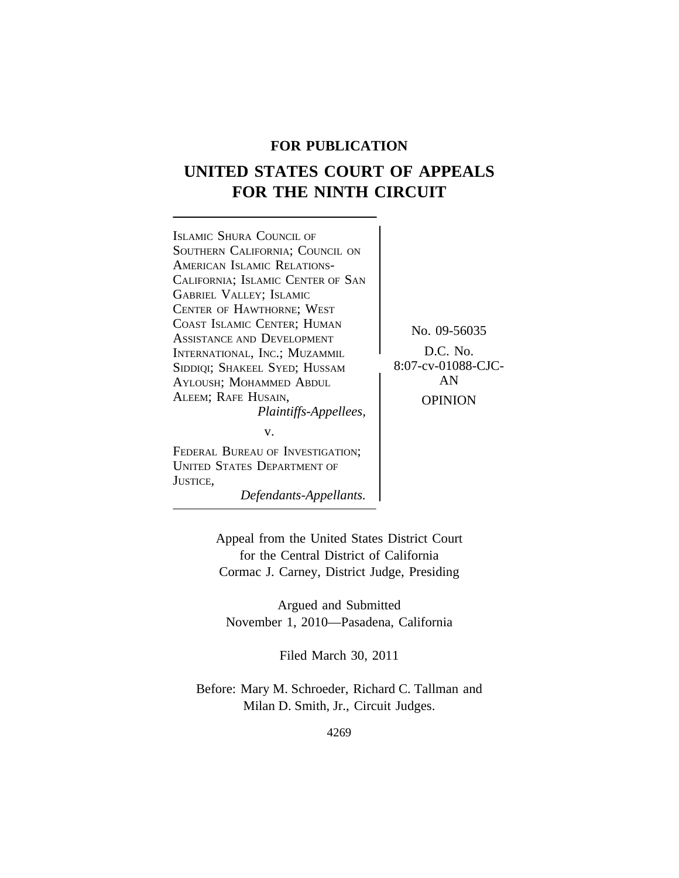**FOR PUBLICATION**

# UNITED STATES COURT OF APPEALS FOR THE NINTH CIRCUIT

ISLAMIC SHURA COUNCIL OF SOUTHERN CALIFORNIA; COUNCIL ON AMERICAN ISLAMIC RELATIONS-CALIFORNIA; ISLAMIC CENTER OF SAN GABRIEL VALLEY; ISLAMIC CENTER OF HAWTHORNE; WEST COAST ISLAMIC CENTER; HUMAN ASSISTANCE AND DEVELOPMENT INTERNATIONAL, INC.; MUZAMMIL SIDDIQI; SHAKEEL SYED; HUSSAM AYLOUSH; MOHAMMED ABDUL ALEEM; RAFE HUSAIN,
*Plaintiffs-Appellees,*

v.

FEDERAL BUREAU OF INVESTIGATION; UNITED STATES DEPARTMENT OF JUSTICE,
*Defendants-Appellants.*

No. 09-56035

D.C. No. 8:07-cv-01088-CJC-AN

OPINION

Appeal from the United States District Court for the Central District of California
Cormac J. Carney, District Judge, Presiding

Argued and Submitted
November 1, 2010—Pasadena, California

Filed March 30, 2011

Before: Mary M. Schroeder, Richard C. Tallman and Milan D. Smith, Jr., Circuit Judges.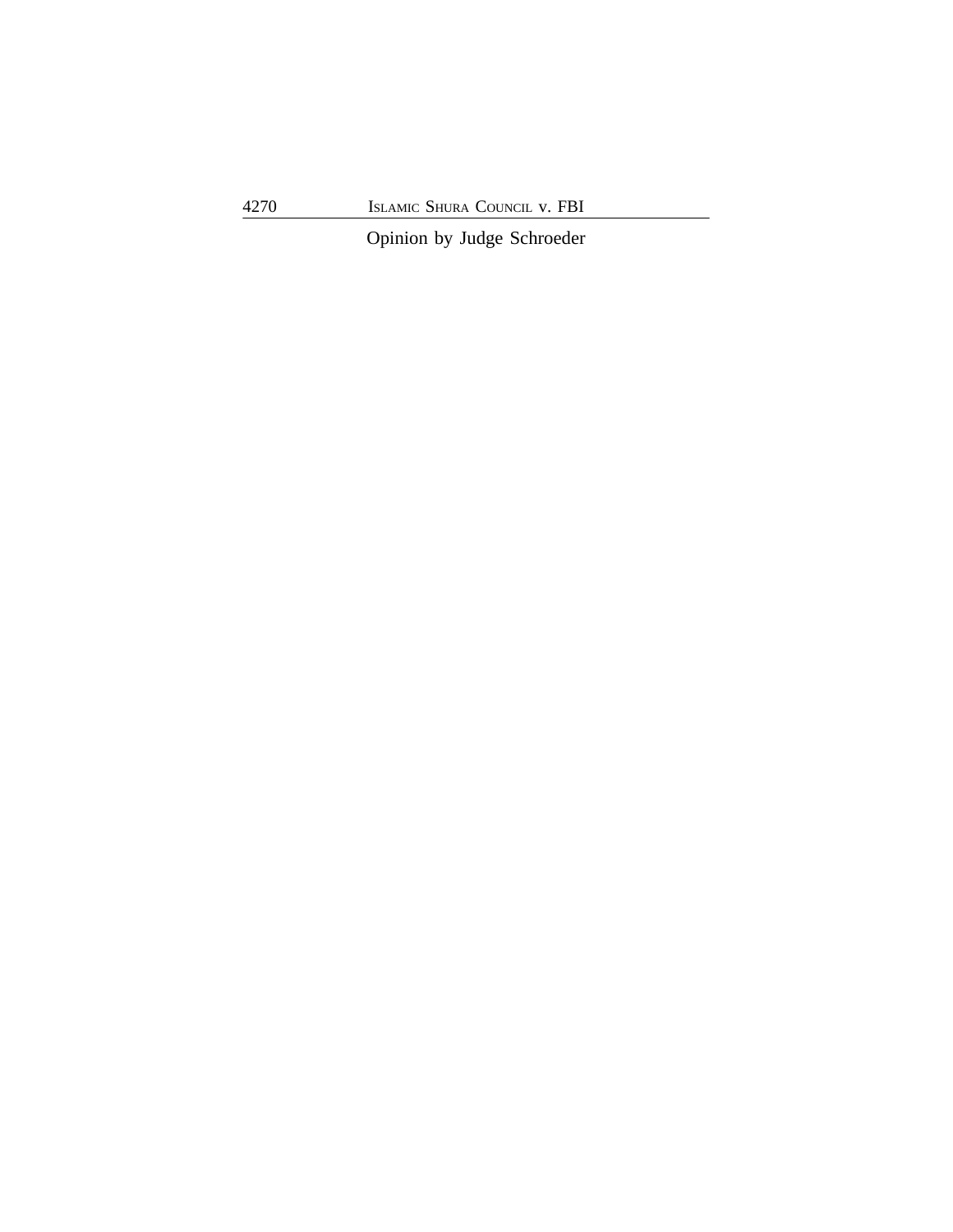Opinion by Judge Schroeder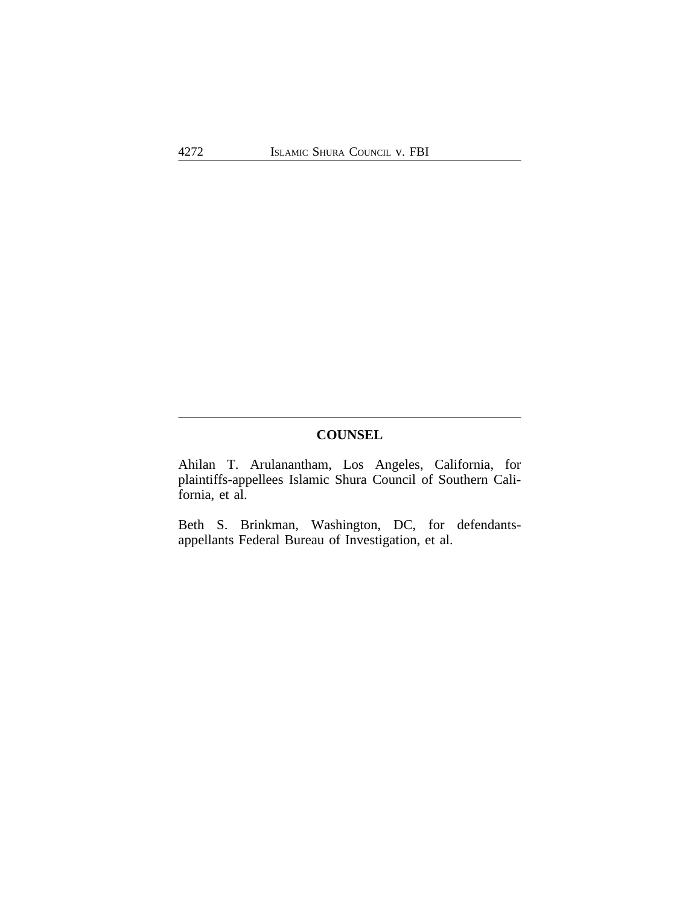## COUNSEL

Ahilan T. Arulanantham, Los Angeles, California, for plaintiffs-appellees Islamic Shura Council of Southern California, et al.

Beth S. Brinkman, Washington, DC, for defendants-appellants Federal Bureau of Investigation, et al.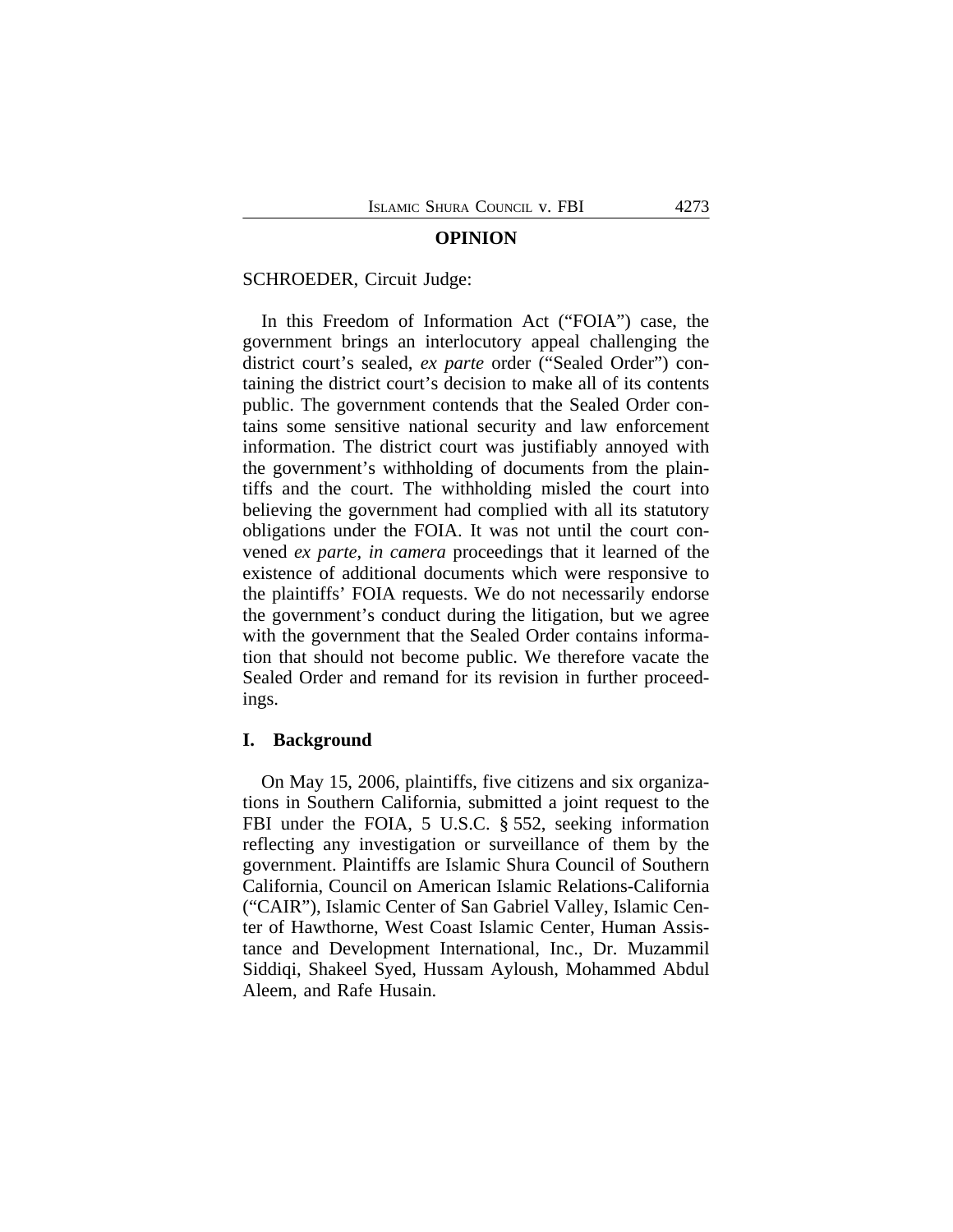**OPINION**

SCHROEDER, Circuit Judge:

In this Freedom of Information Act ("FOIA") case, the government brings an interlocutory appeal challenging the district court's sealed, *ex parte* order ("Sealed Order") containing the district court's decision to make all of its contents public. The government contends that the Sealed Order contains some sensitive national security and law enforcement information. The district court was justifiably annoyed with the government's withholding of documents from the plaintiffs and the court. The withholding misled the court into believing the government had complied with all its statutory obligations under the FOIA. It was not until the court convened *ex parte*, *in camera* proceedings that it learned of the existence of additional documents which were responsive to the plaintiffs' FOIA requests. We do not necessarily endorse the government's conduct during the litigation, but we agree with the government that the Sealed Order contains information that should not become public. We therefore vacate the Sealed Order and remand for its revision in further proceedings.

## I. Background

On May 15, 2006, plaintiffs, five citizens and six organizations in Southern California, submitted a joint request to the FBI under the FOIA, 5 U.S.C. § 552, seeking information reflecting any investigation or surveillance of them by the government. Plaintiffs are Islamic Shura Council of Southern California, Council on American Islamic Relations-California ("CAIR"), Islamic Center of San Gabriel Valley, Islamic Center of Hawthorne, West Coast Islamic Center, Human Assistance and Development International, Inc., Dr. Muzammil Siddiqi, Shakeel Syed, Hussam Ayloush, Mohammed Abdul Aleem, and Rafe Husain.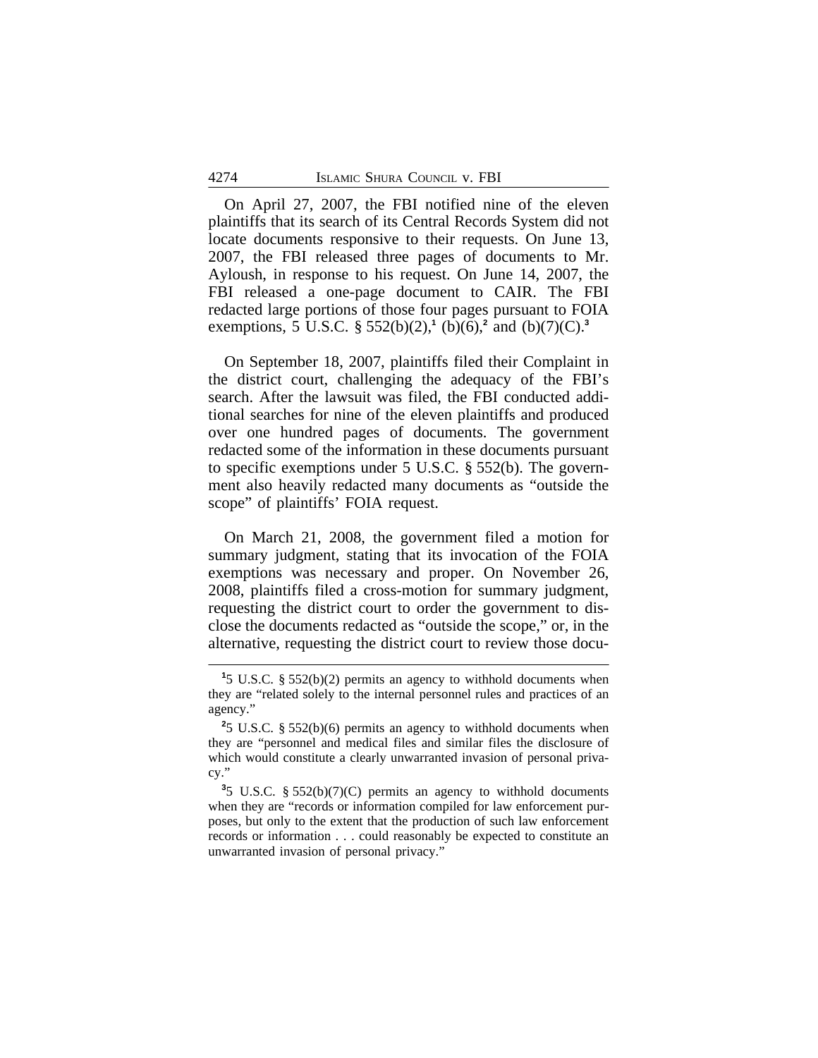On April 27, 2007, the FBI notified nine of the eleven plaintiffs that its search of its Central Records System did not locate documents responsive to their requests. On June 13, 2007, the FBI released three pages of documents to Mr. Ayloush, in response to his request. On June 14, 2007, the FBI released a one-page document to CAIR. The FBI redacted large portions of those four pages pursuant to FOIA exemptions, 5 U.S.C. § 552(b)(2),[1] (b)(6),[2] and (b)(7)(C).[3]

On September 18, 2007, plaintiffs filed their Complaint in the district court, challenging the adequacy of the FBI's search. After the lawsuit was filed, the FBI conducted additional searches for nine of the eleven plaintiffs and produced over one hundred pages of documents. The government redacted some of the information in these documents pursuant to specific exemptions under 5 U.S.C. § 552(b). The government also heavily redacted many documents as "outside the scope" of plaintiffs' FOIA request.

On March 21, 2008, the government filed a motion for summary judgment, stating that its invocation of the FOIA exemptions was necessary and proper. On November 26, 2008, plaintiffs filed a cross-motion for summary judgment, requesting the district court to order the government to disclose the documents redacted as "outside the scope," or, in the alternative, requesting the district court to review those docu-

---

[1] 5 U.S.C. § 552(b)(2) permits an agency to withhold documents when they are "related solely to the internal personnel rules and practices of an agency."

[2] 5 U.S.C. § 552(b)(6) permits an agency to withhold documents when they are "personnel and medical files and similar files the disclosure of which would constitute a clearly unwarranted invasion of personal privacy."

[3] 5 U.S.C. § 552(b)(7)(C) permits an agency to withhold documents when they are "records or information compiled for law enforcement purposes, but only to the extent that the production of such law enforcement records or information . . . could reasonably be expected to constitute an unwarranted invasion of personal privacy."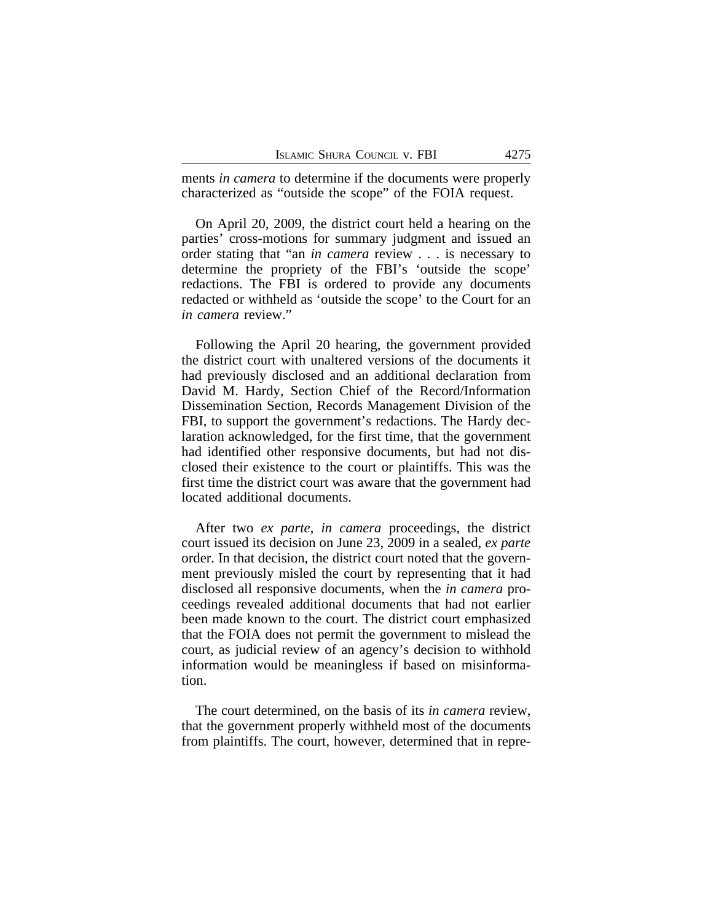ments *in camera* to determine if the documents were properly characterized as "outside the scope" of the FOIA request.

On April 20, 2009, the district court held a hearing on the parties' cross-motions for summary judgment and issued an order stating that "an *in camera* review . . . is necessary to determine the propriety of the FBI's 'outside the scope' redactions. The FBI is ordered to provide any documents redacted or withheld as 'outside the scope' to the Court for an *in camera* review."

Following the April 20 hearing, the government provided the district court with unaltered versions of the documents it had previously disclosed and an additional declaration from David M. Hardy, Section Chief of the Record/Information Dissemination Section, Records Management Division of the FBI, to support the government's redactions. The Hardy declaration acknowledged, for the first time, that the government had identified other responsive documents, but had not disclosed their existence to the court or plaintiffs. This was the first time the district court was aware that the government had located additional documents.

After two *ex parte*, *in camera* proceedings, the district court issued its decision on June 23, 2009 in a sealed, *ex parte* order. In that decision, the district court noted that the government previously misled the court by representing that it had disclosed all responsive documents, when the *in camera* proceedings revealed additional documents that had not earlier been made known to the court. The district court emphasized that the FOIA does not permit the government to mislead the court, as judicial review of an agency's decision to withhold information would be meaningless if based on misinformation.

The court determined, on the basis of its *in camera* review, that the government properly withheld most of the documents from plaintiffs. The court, however, determined that in repre-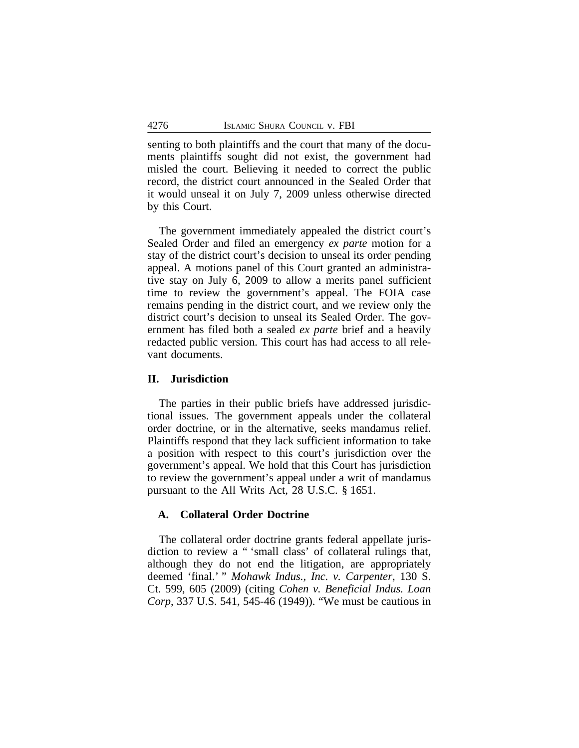senting to both plaintiffs and the court that many of the documents plaintiffs sought did not exist, the government had misled the court. Believing it needed to correct the public record, the district court announced in the Sealed Order that it would unseal it on July 7, 2009 unless otherwise directed by this Court.

The government immediately appealed the district court's Sealed Order and filed an emergency *ex parte* motion for a stay of the district court's decision to unseal its order pending appeal. A motions panel of this Court granted an administrative stay on July 6, 2009 to allow a merits panel sufficient time to review the government's appeal. The FOIA case remains pending in the district court, and we review only the district court's decision to unseal its Sealed Order. The government has filed both a sealed *ex parte* brief and a heavily redacted public version. This court has had access to all relevant documents.

## II. Jurisdiction

The parties in their public briefs have addressed jurisdictional issues. The government appeals under the collateral order doctrine, or in the alternative, seeks mandamus relief. Plaintiffs respond that they lack sufficient information to take a position with respect to this court's jurisdiction over the government's appeal. We hold that this Court has jurisdiction to review the government's appeal under a writ of mandamus pursuant to the All Writs Act, 28 U.S.C. § 1651.

### A. Collateral Order Doctrine

The collateral order doctrine grants federal appellate jurisdiction to review a " 'small class' of collateral rulings that, although they do not end the litigation, are appropriately deemed 'final.' " *Mohawk Indus., Inc. v. Carpenter*, 130 S. Ct. 599, 605 (2009) (citing *Cohen v. Beneficial Indus. Loan Corp*, 337 U.S. 541, 545-46 (1949)). "We must be cautious in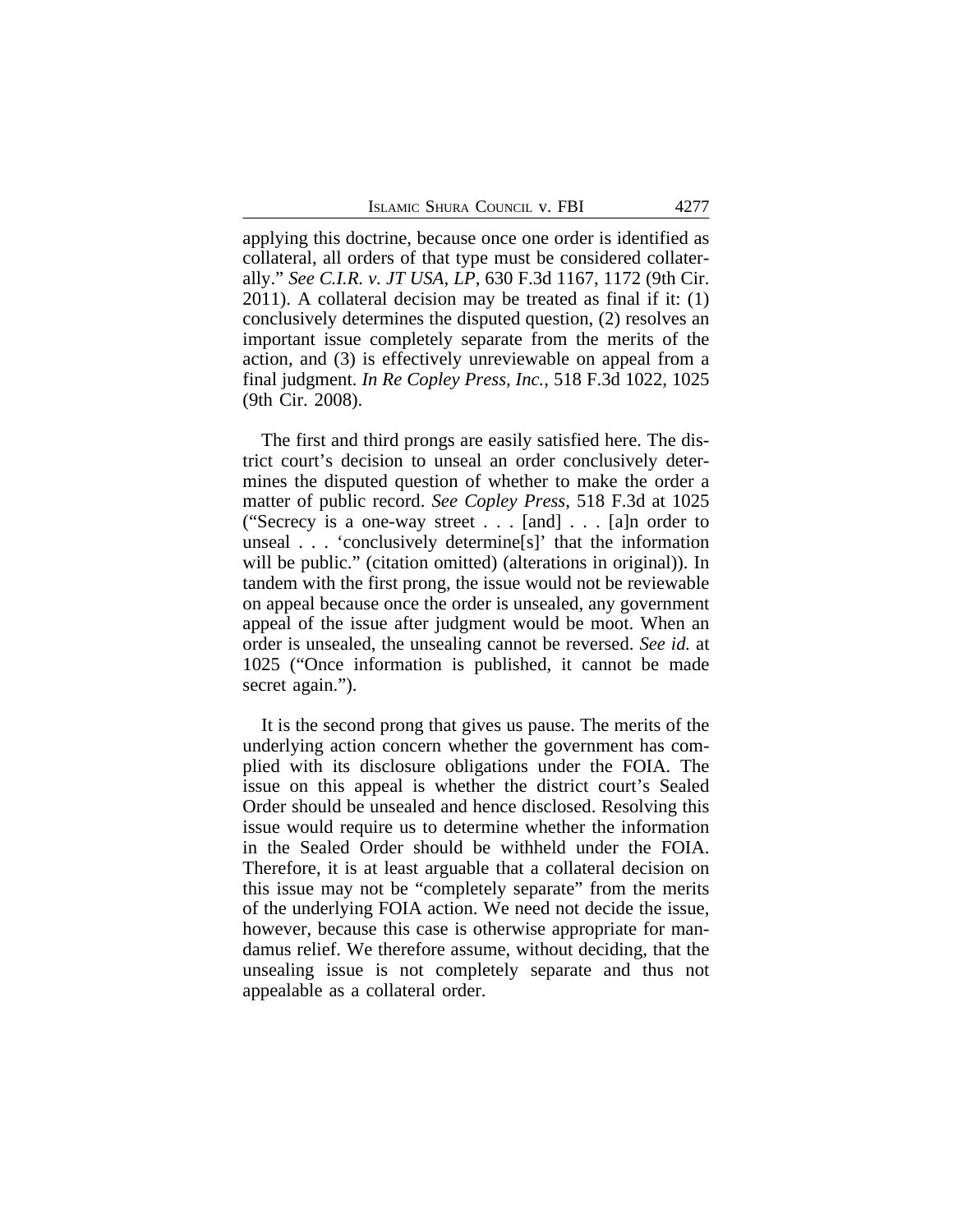applying this doctrine, because once one order is identified as collateral, all orders of that type must be considered collaterally." *See C.I.R. v. JT USA, LP*, 630 F.3d 1167, 1172 (9th Cir. 2011). A collateral decision may be treated as final if it: (1) conclusively determines the disputed question, (2) resolves an important issue completely separate from the merits of the action, and (3) is effectively unreviewable on appeal from a final judgment. *In Re Copley Press, Inc.*, 518 F.3d 1022, 1025 (9th Cir. 2008).

The first and third prongs are easily satisfied here. The district court's decision to unseal an order conclusively determines the disputed question of whether to make the order a matter of public record. *See Copley Press*, 518 F.3d at 1025 ("Secrecy is a one-way street . . . [and] . . . [a]n order to unseal . . . 'conclusively determine[s]' that the information will be public." (citation omitted) (alterations in original)). In tandem with the first prong, the issue would not be reviewable on appeal because once the order is unsealed, any government appeal of the issue after judgment would be moot. When an order is unsealed, the unsealing cannot be reversed. *See id.* at 1025 ("Once information is published, it cannot be made secret again.").

It is the second prong that gives us pause. The merits of the underlying action concern whether the government has complied with its disclosure obligations under the FOIA. The issue on this appeal is whether the district court's Sealed Order should be unsealed and hence disclosed. Resolving this issue would require us to determine whether the information in the Sealed Order should be withheld under the FOIA. Therefore, it is at least arguable that a collateral decision on this issue may not be "completely separate" from the merits of the underlying FOIA action. We need not decide the issue, however, because this case is otherwise appropriate for mandamus relief. We therefore assume, without deciding, that the unsealing issue is not completely separate and thus not appealable as a collateral order.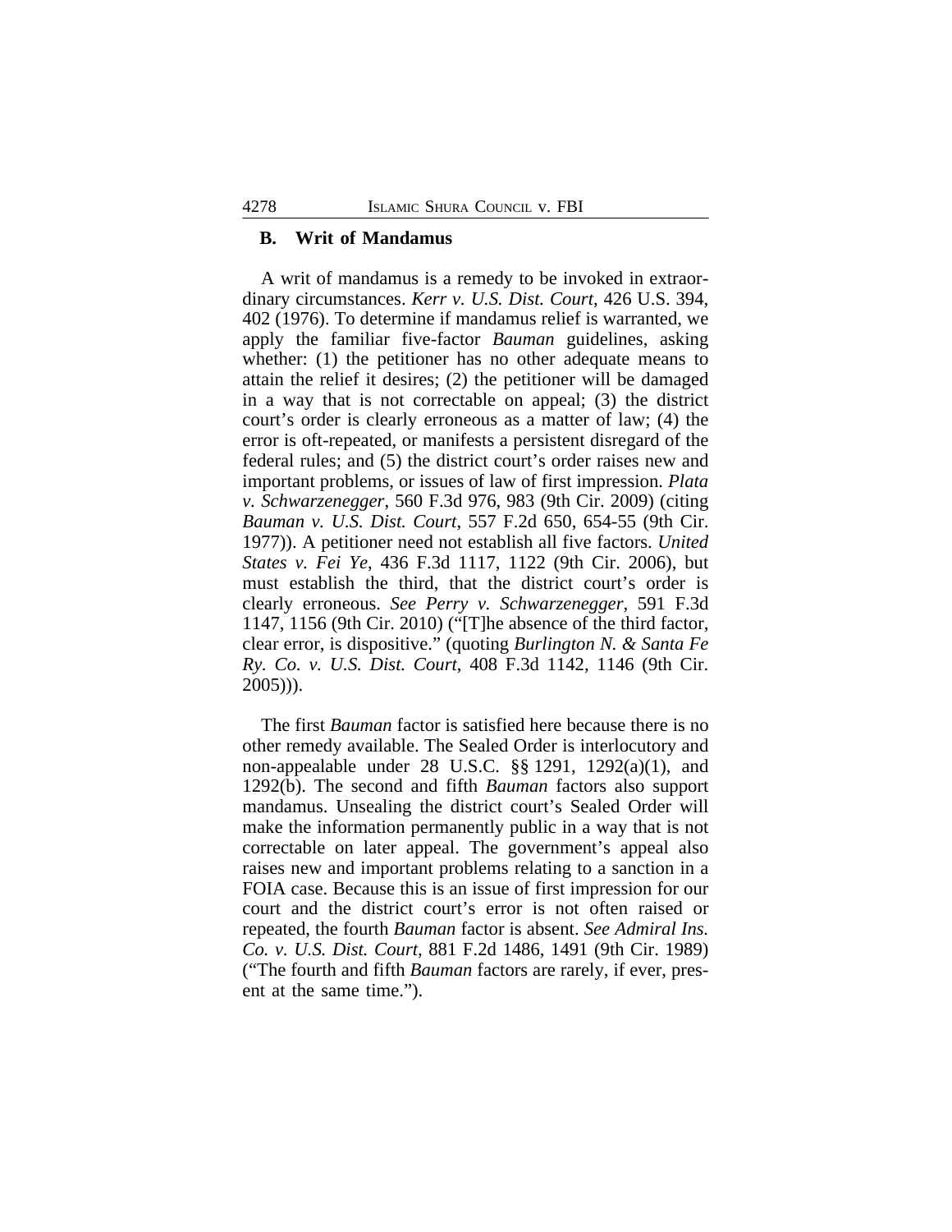### B. Writ of Mandamus

A writ of mandamus is a remedy to be invoked in extraordinary circumstances. *Kerr v. U.S. Dist. Court*, 426 U.S. 394, 402 (1976). To determine if mandamus relief is warranted, we apply the familiar five-factor *Bauman* guidelines, asking whether: (1) the petitioner has no other adequate means to attain the relief it desires; (2) the petitioner will be damaged in a way that is not correctable on appeal; (3) the district court's order is clearly erroneous as a matter of law; (4) the error is oft-repeated, or manifests a persistent disregard of the federal rules; and (5) the district court's order raises new and important problems, or issues of law of first impression. *Plata v. Schwarzenegger*, 560 F.3d 976, 983 (9th Cir. 2009) (citing *Bauman v. U.S. Dist. Court*, 557 F.2d 650, 654-55 (9th Cir. 1977)). A petitioner need not establish all five factors. *United States v. Fei Ye*, 436 F.3d 1117, 1122 (9th Cir. 2006), but must establish the third, that the district court's order is clearly erroneous. *See Perry v. Schwarzenegger*, 591 F.3d 1147, 1156 (9th Cir. 2010) ("[T]he absence of the third factor, clear error, is dispositive." (quoting *Burlington N. & Santa Fe Ry. Co. v. U.S. Dist. Court*, 408 F.3d 1142, 1146 (9th Cir. 2005))).

The first *Bauman* factor is satisfied here because there is no other remedy available. The Sealed Order is interlocutory and non-appealable under 28 U.S.C. §§ 1291, 1292(a)(1), and 1292(b). The second and fifth *Bauman* factors also support mandamus. Unsealing the district court's Sealed Order will make the information permanently public in a way that is not correctable on later appeal. The government's appeal also raises new and important problems relating to a sanction in a FOIA case. Because this is an issue of first impression for our court and the district court's error is not often raised or repeated, the fourth *Bauman* factor is absent. *See Admiral Ins. Co. v. U.S. Dist. Court*, 881 F.2d 1486, 1491 (9th Cir. 1989) ("The fourth and fifth *Bauman* factors are rarely, if ever, present at the same time.").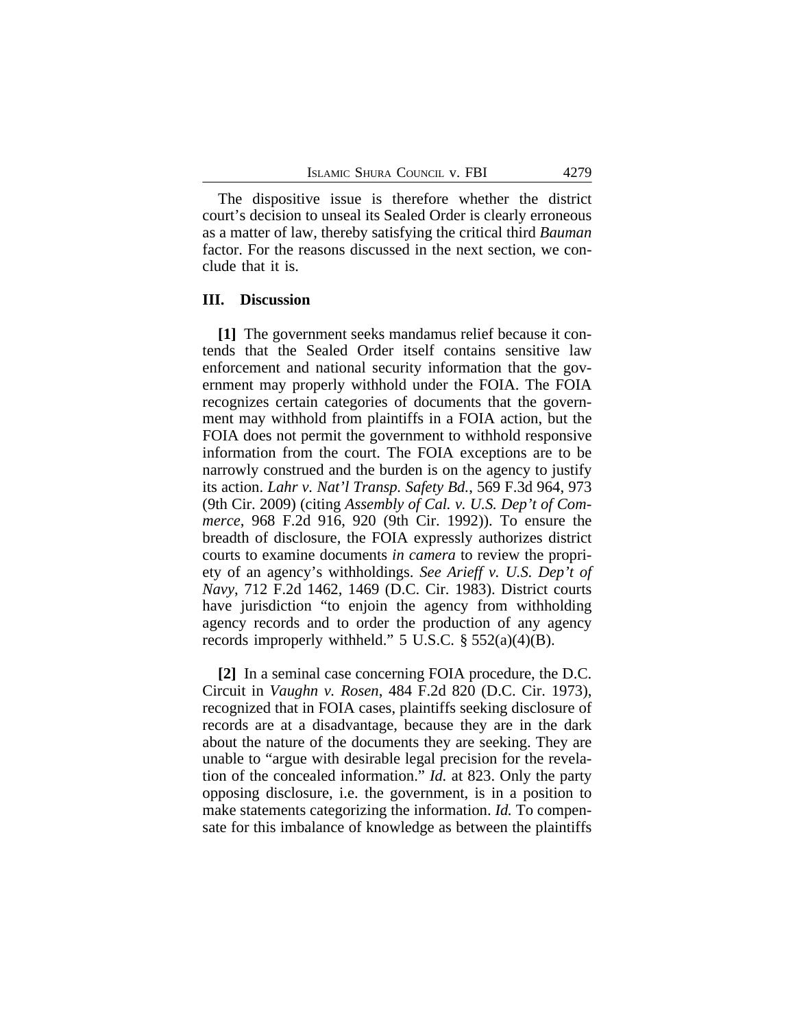The dispositive issue is therefore whether the district court's decision to unseal its Sealed Order is clearly erroneous as a matter of law, thereby satisfying the critical third *Bauman* factor. For the reasons discussed in the next section, we conclude that it is.

## III. Discussion

**[1]** The government seeks mandamus relief because it contends that the Sealed Order itself contains sensitive law enforcement and national security information that the government may properly withhold under the FOIA. The FOIA recognizes certain categories of documents that the government may withhold from plaintiffs in a FOIA action, but the FOIA does not permit the government to withhold responsive information from the court. The FOIA exceptions are to be narrowly construed and the burden is on the agency to justify its action. *Lahr v. Nat'l Transp. Safety Bd.*, 569 F.3d 964, 973 (9th Cir. 2009) (citing *Assembly of Cal. v. U.S. Dep't of Commerce*, 968 F.2d 916, 920 (9th Cir. 1992)). To ensure the breadth of disclosure, the FOIA expressly authorizes district courts to examine documents *in camera* to review the propriety of an agency's withholdings. *See Arieff v. U.S. Dep't of Navy*, 712 F.2d 1462, 1469 (D.C. Cir. 1983). District courts have jurisdiction "to enjoin the agency from withholding agency records and to order the production of any agency records improperly withheld." 5 U.S.C. § 552(a)(4)(B).

**[2]** In a seminal case concerning FOIA procedure, the D.C. Circuit in *Vaughn v. Rosen*, 484 F.2d 820 (D.C. Cir. 1973), recognized that in FOIA cases, plaintiffs seeking disclosure of records are at a disadvantage, because they are in the dark about the nature of the documents they are seeking. They are unable to "argue with desirable legal precision for the revelation of the concealed information." *Id.* at 823. Only the party opposing disclosure, i.e. the government, is in a position to make statements categorizing the information. *Id.* To compensate for this imbalance of knowledge as between the plaintiffs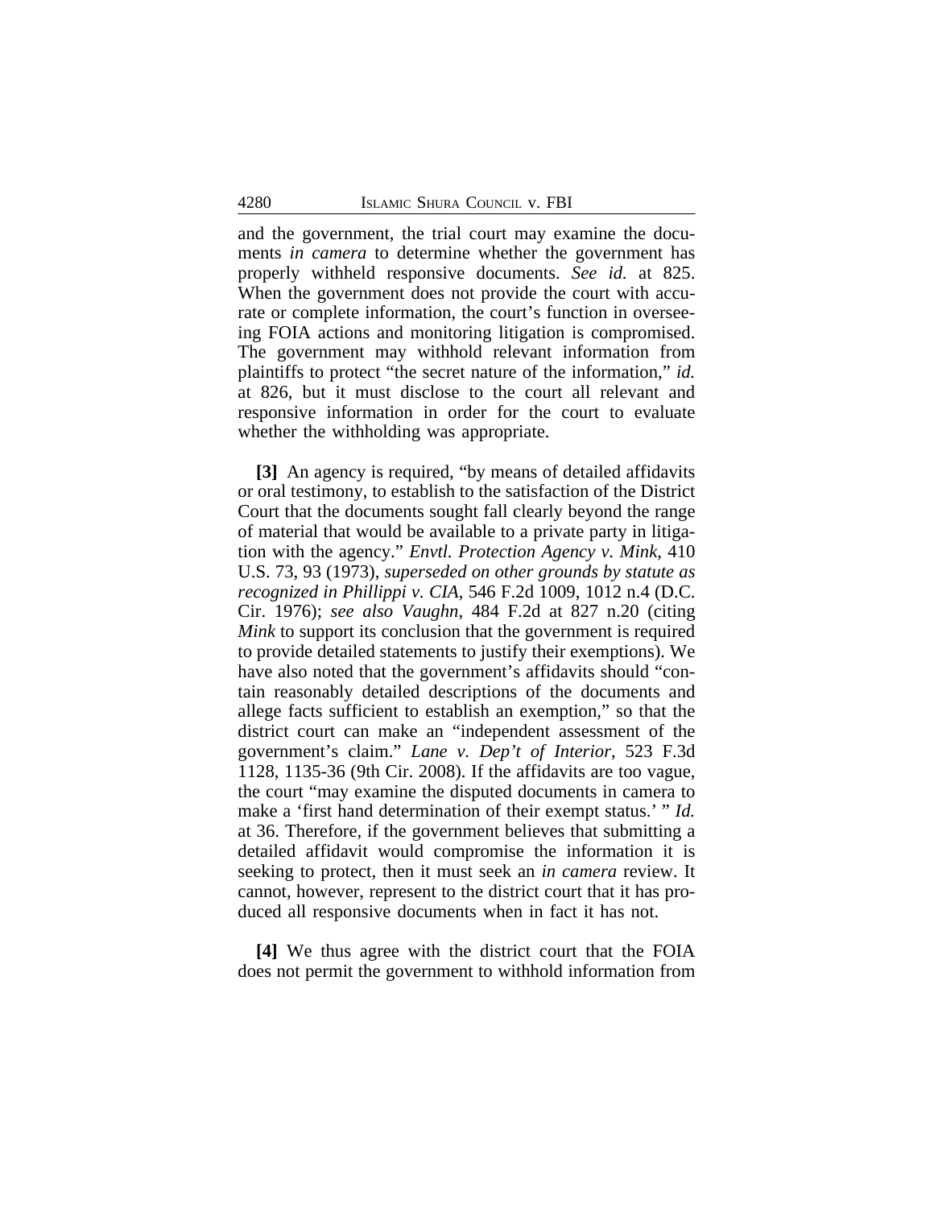and the government, the trial court may examine the documents *in camera* to determine whether the government has properly withheld responsive documents. *See id.* at 825. When the government does not provide the court with accurate or complete information, the court's function in overseeing FOIA actions and monitoring litigation is compromised. The government may withhold relevant information from plaintiffs to protect "the secret nature of the information," *id.* at 826, but it must disclose to the court all relevant and responsive information in order for the court to evaluate whether the withholding was appropriate.

**[3]** An agency is required, "by means of detailed affidavits or oral testimony, to establish to the satisfaction of the District Court that the documents sought fall clearly beyond the range of material that would be available to a private party in litigation with the agency." *Envtl. Protection Agency v. Mink*, 410 U.S. 73, 93 (1973), *superseded on other grounds by statute as recognized in Phillippi v. CIA*, 546 F.2d 1009, 1012 n.4 (D.C. Cir. 1976); *see also Vaughn*, 484 F.2d at 827 n.20 (citing *Mink* to support its conclusion that the government is required to provide detailed statements to justify their exemptions). We have also noted that the government's affidavits should "contain reasonably detailed descriptions of the documents and allege facts sufficient to establish an exemption," so that the district court can make an "independent assessment of the government's claim." *Lane v. Dep't of Interior*, 523 F.3d 1128, 1135-36 (9th Cir. 2008). If the affidavits are too vague, the court "may examine the disputed documents in camera to make a 'first hand determination of their exempt status.' " *Id.* at 36. Therefore, if the government believes that submitting a detailed affidavit would compromise the information it is seeking to protect, then it must seek an *in camera* review. It cannot, however, represent to the district court that it has produced all responsive documents when in fact it has not.

**[4]** We thus agree with the district court that the FOIA does not permit the government to withhold information from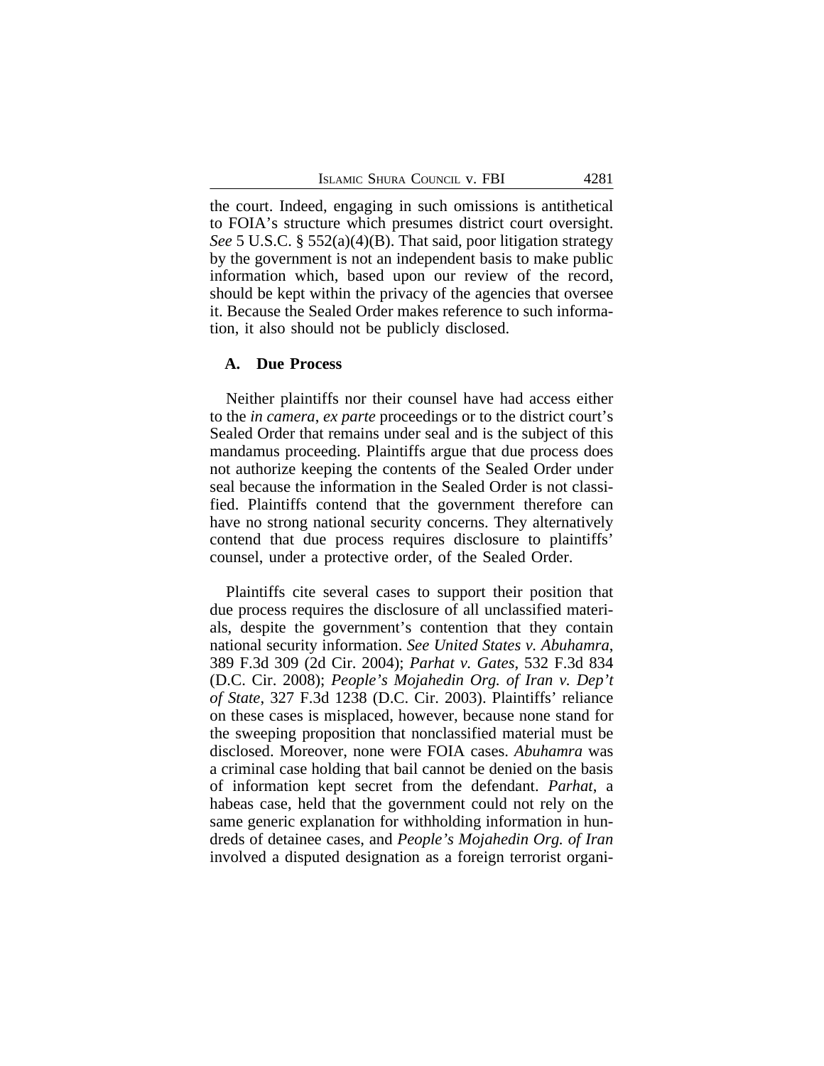the court. Indeed, engaging in such omissions is antithetical to FOIA's structure which presumes district court oversight. *See* 5 U.S.C. § 552(a)(4)(B). That said, poor litigation strategy by the government is not an independent basis to make public information which, based upon our review of the record, should be kept within the privacy of the agencies that oversee it. Because the Sealed Order makes reference to such information, it also should not be publicly disclosed.

### A. Due Process

Neither plaintiffs nor their counsel have had access either to the *in camera*, *ex parte* proceedings or to the district court's Sealed Order that remains under seal and is the subject of this mandamus proceeding. Plaintiffs argue that due process does not authorize keeping the contents of the Sealed Order under seal because the information in the Sealed Order is not classified. Plaintiffs contend that the government therefore can have no strong national security concerns. They alternatively contend that due process requires disclosure to plaintiffs' counsel, under a protective order, of the Sealed Order.

Plaintiffs cite several cases to support their position that due process requires the disclosure of all unclassified materials, despite the government's contention that they contain national security information. *See United States v. Abuhamra*, 389 F.3d 309 (2d Cir. 2004); *Parhat v. Gates*, 532 F.3d 834 (D.C. Cir. 2008); *People's Mojahedin Org. of Iran v. Dep't of State*, 327 F.3d 1238 (D.C. Cir. 2003). Plaintiffs' reliance on these cases is misplaced, however, because none stand for the sweeping proposition that nonclassified material must be disclosed. Moreover, none were FOIA cases. *Abuhamra* was a criminal case holding that bail cannot be denied on the basis of information kept secret from the defendant. *Parhat*, a habeas case, held that the government could not rely on the same generic explanation for withholding information in hundreds of detainee cases, and *People's Mojahedin Org. of Iran* involved a disputed designation as a foreign terrorist organi-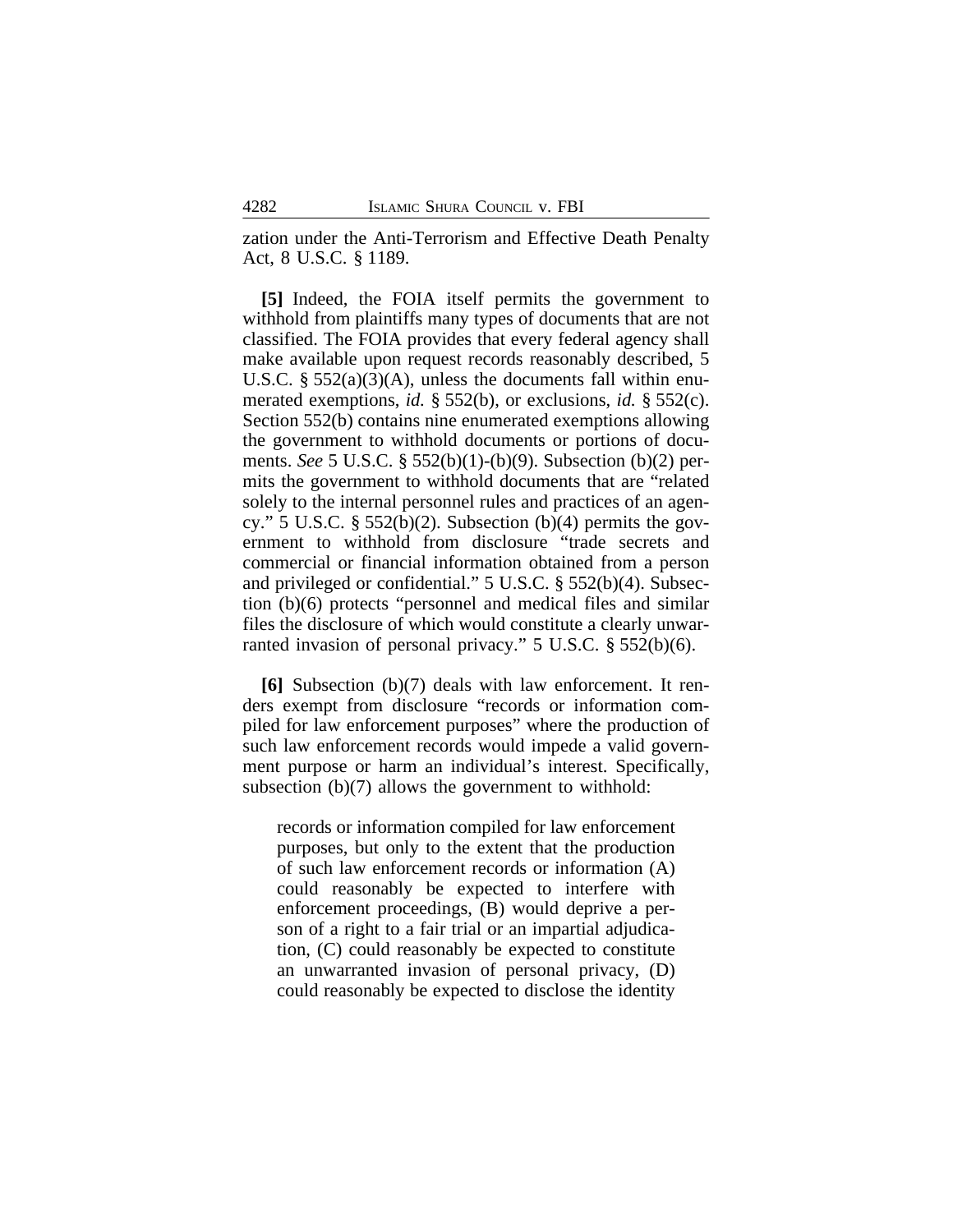zation under the Anti-Terrorism and Effective Death Penalty Act, 8 U.S.C. § 1189.

**[5]** Indeed, the FOIA itself permits the government to withhold from plaintiffs many types of documents that are not classified. The FOIA provides that every federal agency shall make available upon request records reasonably described, 5 U.S.C. § 552(a)(3)(A), unless the documents fall within enumerated exemptions, *id.* § 552(b), or exclusions, *id.* § 552(c). Section 552(b) contains nine enumerated exemptions allowing the government to withhold documents or portions of documents. *See* 5 U.S.C. § 552(b)(1)-(b)(9). Subsection (b)(2) permits the government to withhold documents that are "related solely to the internal personnel rules and practices of an agency." 5 U.S.C. § 552(b)(2). Subsection (b)(4) permits the government to withhold from disclosure "trade secrets and commercial or financial information obtained from a person and privileged or confidential." 5 U.S.C. § 552(b)(4). Subsection (b)(6) protects "personnel and medical files and similar files the disclosure of which would constitute a clearly unwarranted invasion of personal privacy." 5 U.S.C. § 552(b)(6).

**[6]** Subsection (b)(7) deals with law enforcement. It renders exempt from disclosure "records or information compiled for law enforcement purposes" where the production of such law enforcement records would impede a valid government purpose or harm an individual's interest. Specifically, subsection (b)(7) allows the government to withhold:

> records or information compiled for law enforcement purposes, but only to the extent that the production of such law enforcement records or information (A) could reasonably be expected to interfere with enforcement proceedings, (B) would deprive a person of a right to a fair trial or an impartial adjudication, (C) could reasonably be expected to constitute an unwarranted invasion of personal privacy, (D) could reasonably be expected to disclose the identity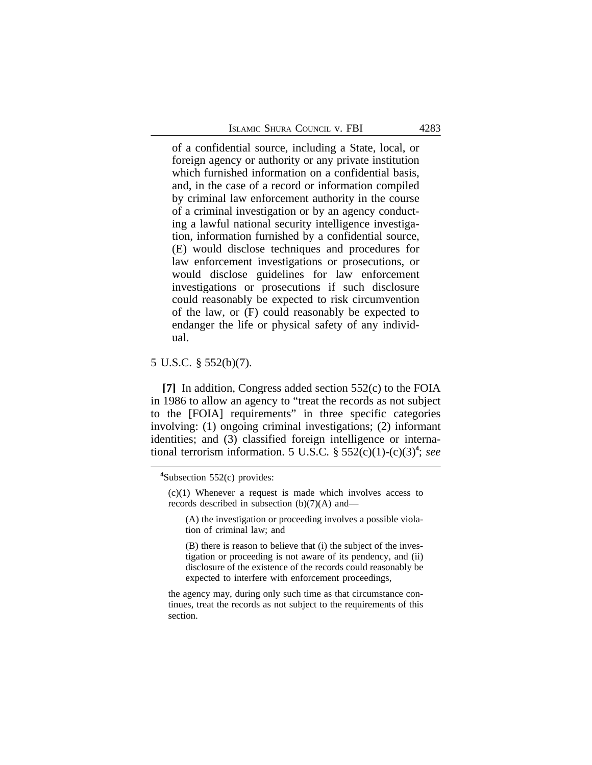> of a confidential source, including a State, local, or foreign agency or authority or any private institution which furnished information on a confidential basis, and, in the case of a record or information compiled by criminal law enforcement authority in the course of a criminal investigation or by an agency conducting a lawful national security intelligence investigation, information furnished by a confidential source, (E) would disclose techniques and procedures for law enforcement investigations or prosecutions, or would disclose guidelines for law enforcement investigations or prosecutions if such disclosure could reasonably be expected to risk circumvention of the law, or (F) could reasonably be expected to endanger the life or physical safety of any individual.

5 U.S.C. § 552(b)(7).

**[7]** In addition, Congress added section 552(c) to the FOIA in 1986 to allow an agency to "treat the records as not subject to the [FOIA] requirements" in three specific categories involving: (1) ongoing criminal investigations; (2) informant identities; and (3) classified foreign intelligence or international terrorism information. 5 U.S.C. § 552(c)(1)-(c)(3)[4]; *see*

---

[4]Subsection 552(c) provides:

> (c)(1) Whenever a request is made which involves access to records described in subsection (b)(7)(A) and—
>
> > (A) the investigation or proceeding involves a possible violation of criminal law; and
> >
> > (B) there is reason to believe that (i) the subject of the investigation or proceeding is not aware of its pendency, and (ii) disclosure of the existence of the records could reasonably be expected to interfere with enforcement proceedings,
>
> the agency may, during only such time as that circumstance continues, treat the records as not subject to the requirements of this section.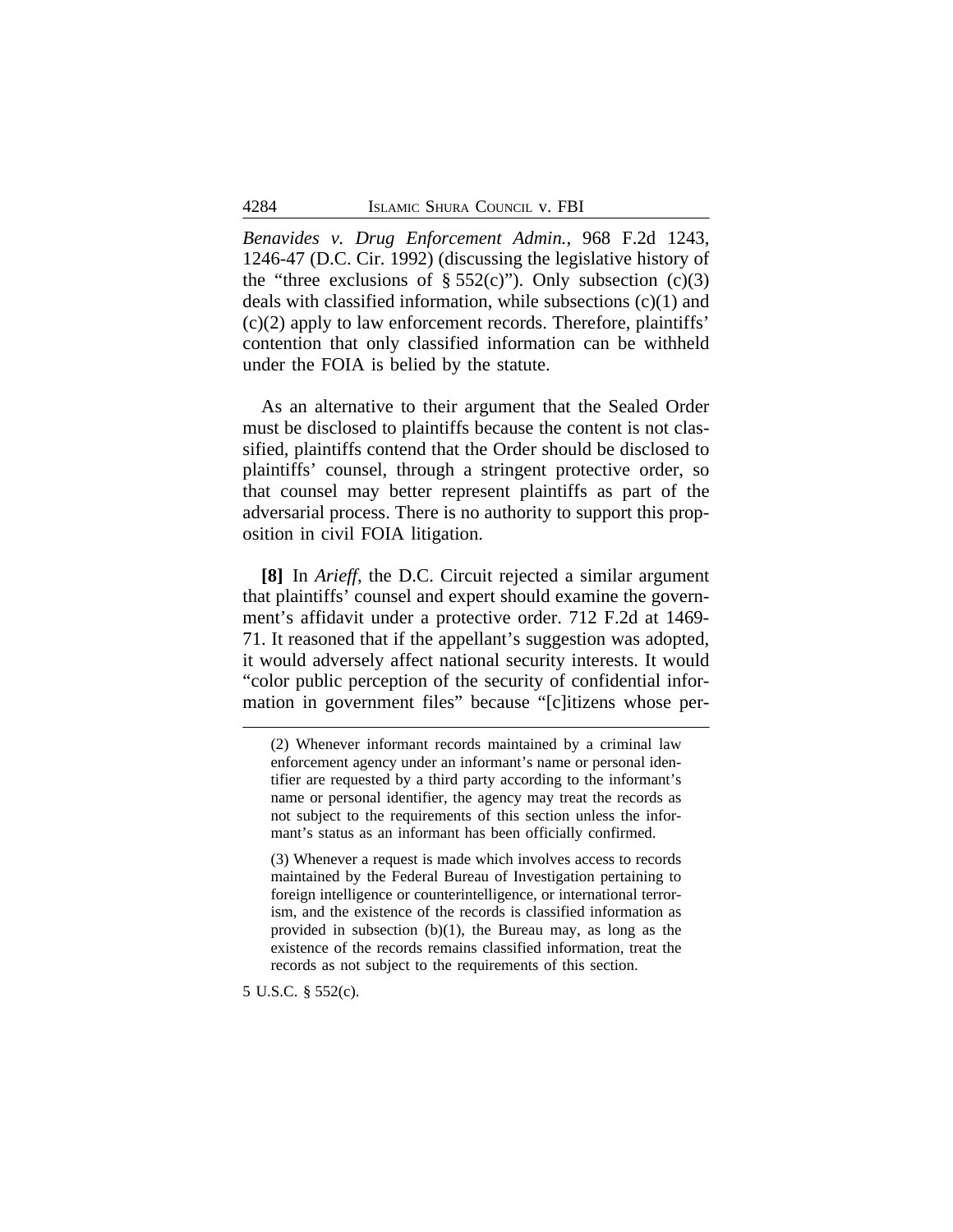*Benavides v. Drug Enforcement Admin.*, 968 F.2d 1243, 1246-47 (D.C. Cir. 1992) (discussing the legislative history of the "three exclusions of § 552(c)"). Only subsection (c)(3) deals with classified information, while subsections (c)(1) and (c)(2) apply to law enforcement records. Therefore, plaintiffs' contention that only classified information can be withheld under the FOIA is belied by the statute.

As an alternative to their argument that the Sealed Order must be disclosed to plaintiffs because the content is not classified, plaintiffs contend that the Order should be disclosed to plaintiffs' counsel, through a stringent protective order, so that counsel may better represent plaintiffs as part of the adversarial process. There is no authority to support this proposition in civil FOIA litigation.

**[8]** In *Arieff*, the D.C. Circuit rejected a similar argument that plaintiffs' counsel and expert should examine the government's affidavit under a protective order. 712 F.2d at 1469-71. It reasoned that if the appellant's suggestion was adopted, it would adversely affect national security interests. It would "color public perception of the security of confidential information in government files" because "[c]itizens whose per-

---

(2) Whenever informant records maintained by a criminal law enforcement agency under an informant's name or personal identifier are requested by a third party according to the informant's name or personal identifier, the agency may treat the records as not subject to the requirements of this section unless the informant's status as an informant has been officially confirmed.

(3) Whenever a request is made which involves access to records maintained by the Federal Bureau of Investigation pertaining to foreign intelligence or counterintelligence, or international terrorism, and the existence of the records is classified information as provided in subsection (b)(1), the Bureau may, as long as the existence of the records remains classified information, treat the records as not subject to the requirements of this section.

5 U.S.C. § 552(c).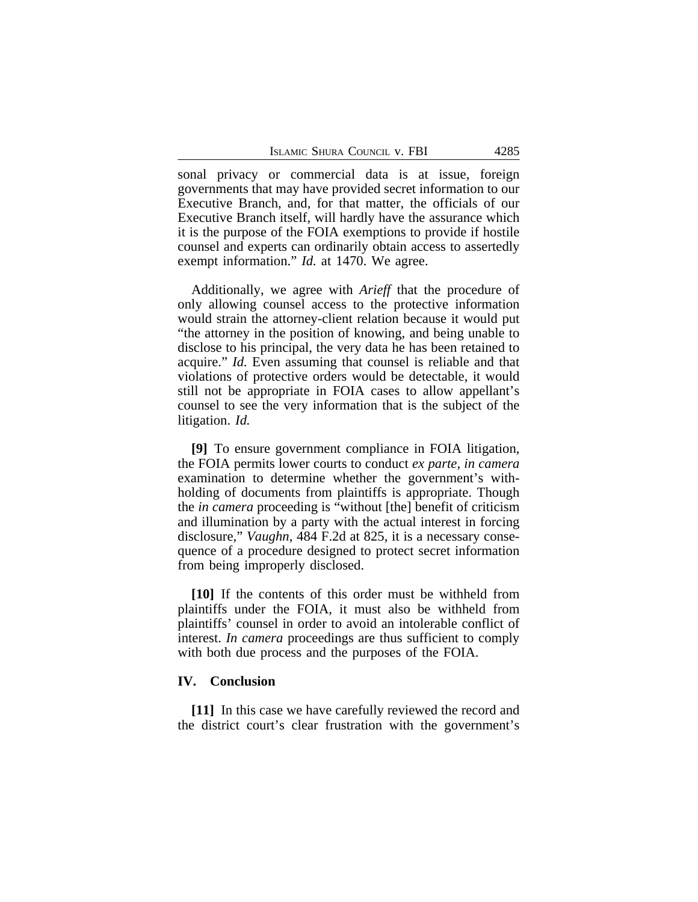sonal privacy or commercial data is at issue, foreign governments that may have provided secret information to our Executive Branch, and, for that matter, the officials of our Executive Branch itself, will hardly have the assurance which it is the purpose of the FOIA exemptions to provide if hostile counsel and experts can ordinarily obtain access to assertedly exempt information." *Id.* at 1470. We agree.

Additionally, we agree with *Arieff* that the procedure of only allowing counsel access to the protective information would strain the attorney-client relation because it would put "the attorney in the position of knowing, and being unable to disclose to his principal, the very data he has been retained to acquire." *Id.* Even assuming that counsel is reliable and that violations of protective orders would be detectable, it would still not be appropriate in FOIA cases to allow appellant's counsel to see the very information that is the subject of the litigation. *Id.*

**[9]** To ensure government compliance in FOIA litigation, the FOIA permits lower courts to conduct *ex parte, in camera* examination to determine whether the government's withholding of documents from plaintiffs is appropriate. Though the *in camera* proceeding is "without [the] benefit of criticism and illumination by a party with the actual interest in forcing disclosure," *Vaughn*, 484 F.2d at 825, it is a necessary consequence of a procedure designed to protect secret information from being improperly disclosed.

**[10]** If the contents of this order must be withheld from plaintiffs under the FOIA, it must also be withheld from plaintiffs' counsel in order to avoid an intolerable conflict of interest. *In camera* proceedings are thus sufficient to comply with both due process and the purposes of the FOIA.

## IV. Conclusion

**[11]** In this case we have carefully reviewed the record and the district court's clear frustration with the government's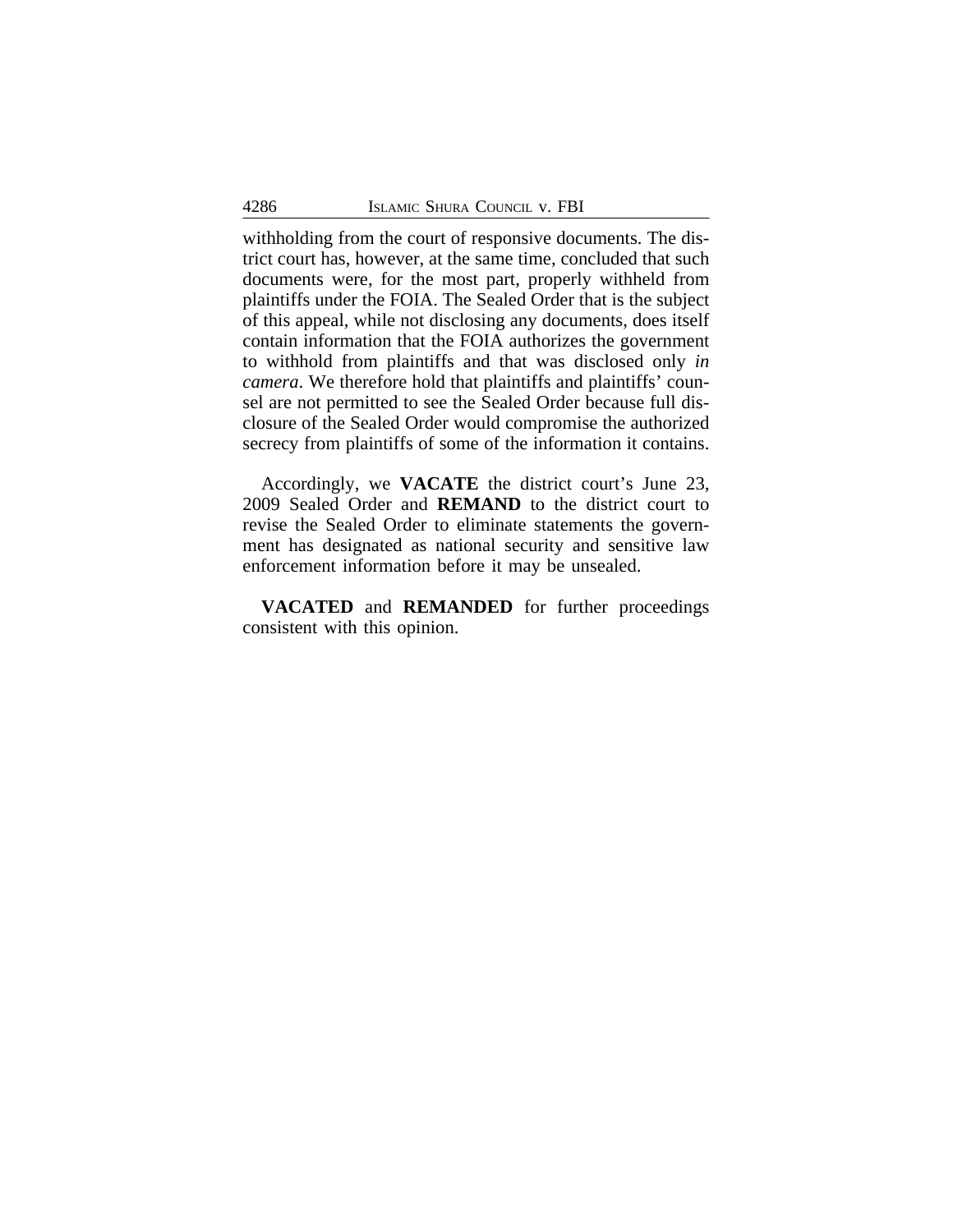withholding from the court of responsive documents. The district court has, however, at the same time, concluded that such documents were, for the most part, properly withheld from plaintiffs under the FOIA. The Sealed Order that is the subject of this appeal, while not disclosing any documents, does itself contain information that the FOIA authorizes the government to withhold from plaintiffs and that was disclosed only *in camera*. We therefore hold that plaintiffs and plaintiffs' counsel are not permitted to see the Sealed Order because full disclosure of the Sealed Order would compromise the authorized secrecy from plaintiffs of some of the information it contains.

Accordingly, we **VACATE** the district court's June 23, 2009 Sealed Order and **REMAND** to the district court to revise the Sealed Order to eliminate statements the government has designated as national security and sensitive law enforcement information before it may be unsealed.

**VACATED** and **REMANDED** for further proceedings consistent with this opinion.